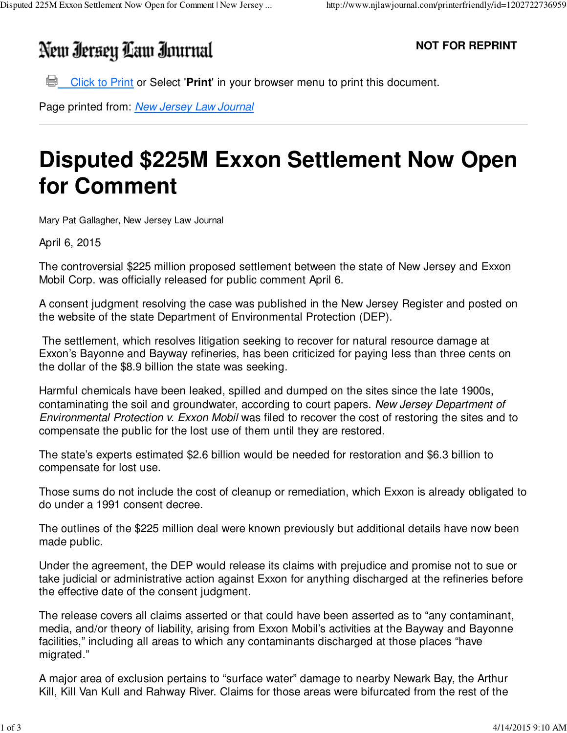New Jersey Law Journal

**NOT FOR REPRINT**

Click to Print or Select '**Print**' in your browser menu to print this document.

Page printed from: *New Jersey Law Journal*

---

# Disputed $225M Exxon Settlement Now Open for Comment

Mary Pat Gallagher, New Jersey Law Journal

April 6, 2015

The controversial $225 million proposed settlement between the state of New Jersey and Exxon Mobil Corp. was officially released for public comment April 6.

A consent judgment resolving the case was published in the New Jersey Register and posted on the website of the state Department of Environmental Protection (DEP).

The settlement, which resolves litigation seeking to recover for natural resource damage at Exxon's Bayonne and Bayway refineries, has been criticized for paying less than three cents on the dollar of the $8.9 billion the state was seeking.

Harmful chemicals have been leaked, spilled and dumped on the sites since the late 1900s, contaminating the soil and groundwater, according to court papers. *New Jersey Department of Environmental Protection v. Exxon Mobil* was filed to recover the cost of restoring the sites and to compensate the public for the lost use of them until they are restored.

The state's experts estimated $2.6 billion would be needed for restoration and $6.3 billion to compensate for lost use.

Those sums do not include the cost of cleanup or remediation, which Exxon is already obligated to do under a 1991 consent decree.

The outlines of the $225 million deal were known previously but additional details have now been made public.

Under the agreement, the DEP would release its claims with prejudice and promise not to sue or take judicial or administrative action against Exxon for anything discharged at the refineries before the effective date of the consent judgment.

The release covers all claims asserted or that could have been asserted as to "any contaminant, media, and/or theory of liability, arising from Exxon Mobil's activities at the Bayway and Bayonne facilities," including all areas to which any contaminants discharged at those places "have migrated."

A major area of exclusion pertains to "surface water" damage to nearby Newark Bay, the Arthur Kill, Kill Van Kull and Rahway River. Claims for those areas were bifurcated from the rest of the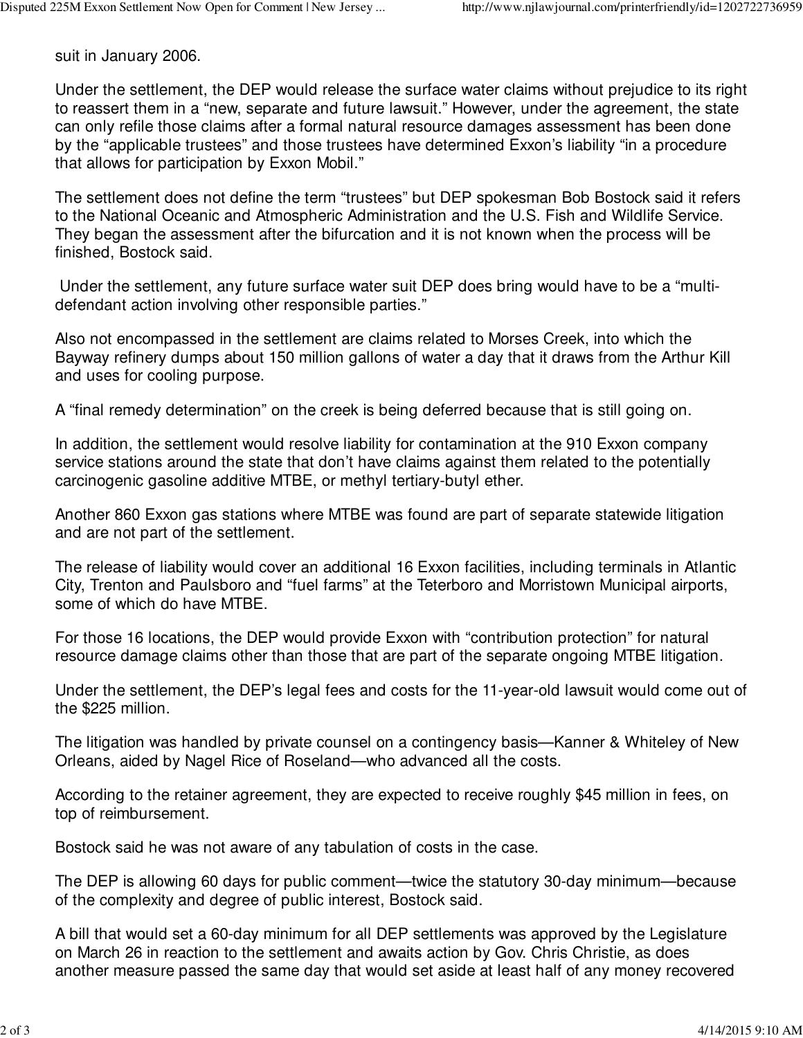suit in January 2006.

Under the settlement, the DEP would release the surface water claims without prejudice to its right to reassert them in a “new, separate and future lawsuit.” However, under the agreement, the state can only refile those claims after a formal natural resource damages assessment has been done by the “applicable trustees” and those trustees have determined Exxon’s liability “in a procedure that allows for participation by Exxon Mobil.”

The settlement does not define the term “trustees” but DEP spokesman Bob Bostock said it refers to the National Oceanic and Atmospheric Administration and the U.S. Fish and Wildlife Service. They began the assessment after the bifurcation and it is not known when the process will be finished, Bostock said.

Under the settlement, any future surface water suit DEP does bring would have to be a “multi-defendant action involving other responsible parties.”

Also not encompassed in the settlement are claims related to Morses Creek, into which the Bayway refinery dumps about 150 million gallons of water a day that it draws from the Arthur Kill and uses for cooling purpose.

A “final remedy determination” on the creek is being deferred because that is still going on.

In addition, the settlement would resolve liability for contamination at the 910 Exxon company service stations around the state that don’t have claims against them related to the potentially carcinogenic gasoline additive MTBE, or methyl tertiary-butyl ether.

Another 860 Exxon gas stations where MTBE was found are part of separate statewide litigation and are not part of the settlement.

The release of liability would cover an additional 16 Exxon facilities, including terminals in Atlantic City, Trenton and Paulsboro and “fuel farms” at the Teterboro and Morristown Municipal airports, some of which do have MTBE.

For those 16 locations, the DEP would provide Exxon with “contribution protection” for natural resource damage claims other than those that are part of the separate ongoing MTBE litigation.

Under the settlement, the DEP’s legal fees and costs for the 11-year-old lawsuit would come out of the $225 million.

The litigation was handled by private counsel on a contingency basis—Kanner & Whiteley of New Orleans, aided by Nagel Rice of Roseland—who advanced all the costs.

According to the retainer agreement, they are expected to receive roughly $45 million in fees, on top of reimbursement.

Bostock said he was not aware of any tabulation of costs in the case.

The DEP is allowing 60 days for public comment—twice the statutory 30-day minimum—because of the complexity and degree of public interest, Bostock said.

A bill that would set a 60-day minimum for all DEP settlements was approved by the Legislature on March 26 in reaction to the settlement and awaits action by Gov. Chris Christie, as does another measure passed the same day that would set aside at least half of any money recovered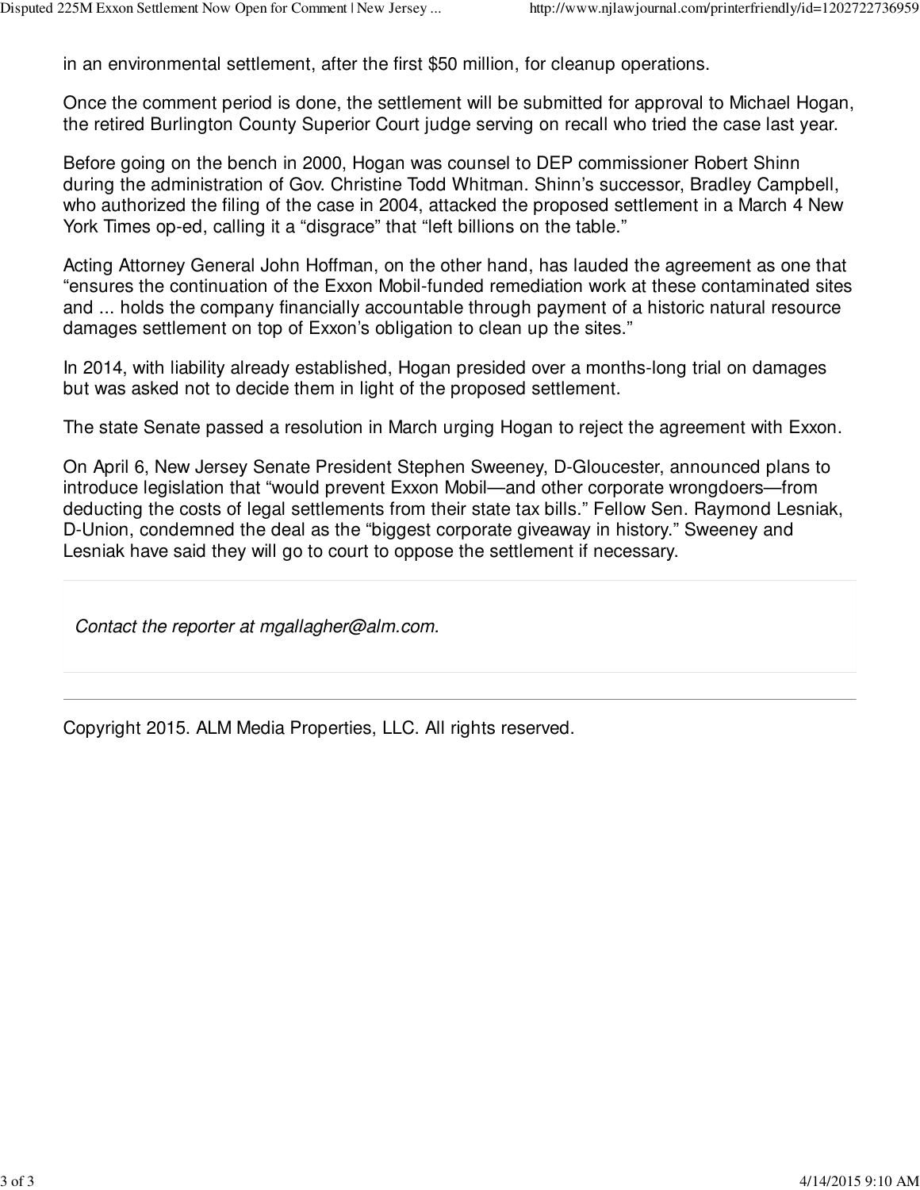in an environmental settlement, after the first $50 million, for cleanup operations.

Once the comment period is done, the settlement will be submitted for approval to Michael Hogan, the retired Burlington County Superior Court judge serving on recall who tried the case last year.

Before going on the bench in 2000, Hogan was counsel to DEP commissioner Robert Shinn during the administration of Gov. Christine Todd Whitman. Shinn's successor, Bradley Campbell, who authorized the filing of the case in 2004, attacked the proposed settlement in a March 4 New York Times op-ed, calling it a "disgrace" that "left billions on the table."

Acting Attorney General John Hoffman, on the other hand, has lauded the agreement as one that "ensures the continuation of the Exxon Mobil-funded remediation work at these contaminated sites and ... holds the company financially accountable through payment of a historic natural resource damages settlement on top of Exxon's obligation to clean up the sites."

In 2014, with liability already established, Hogan presided over a months-long trial on damages but was asked not to decide them in light of the proposed settlement.

The state Senate passed a resolution in March urging Hogan to reject the agreement with Exxon.

On April 6, New Jersey Senate President Stephen Sweeney, D-Gloucester, announced plans to introduce legislation that "would prevent Exxon Mobil—and other corporate wrongdoers—from deducting the costs of legal settlements from their state tax bills." Fellow Sen. Raymond Lesniak, D-Union, condemned the deal as the "biggest corporate giveaway in history." Sweeney and Lesniak have said they will go to court to oppose the settlement if necessary.

*Contact the reporter at mgallagher@alm.com.*

---

Copyright 2015. ALM Media Properties, LLC. All rights reserved.